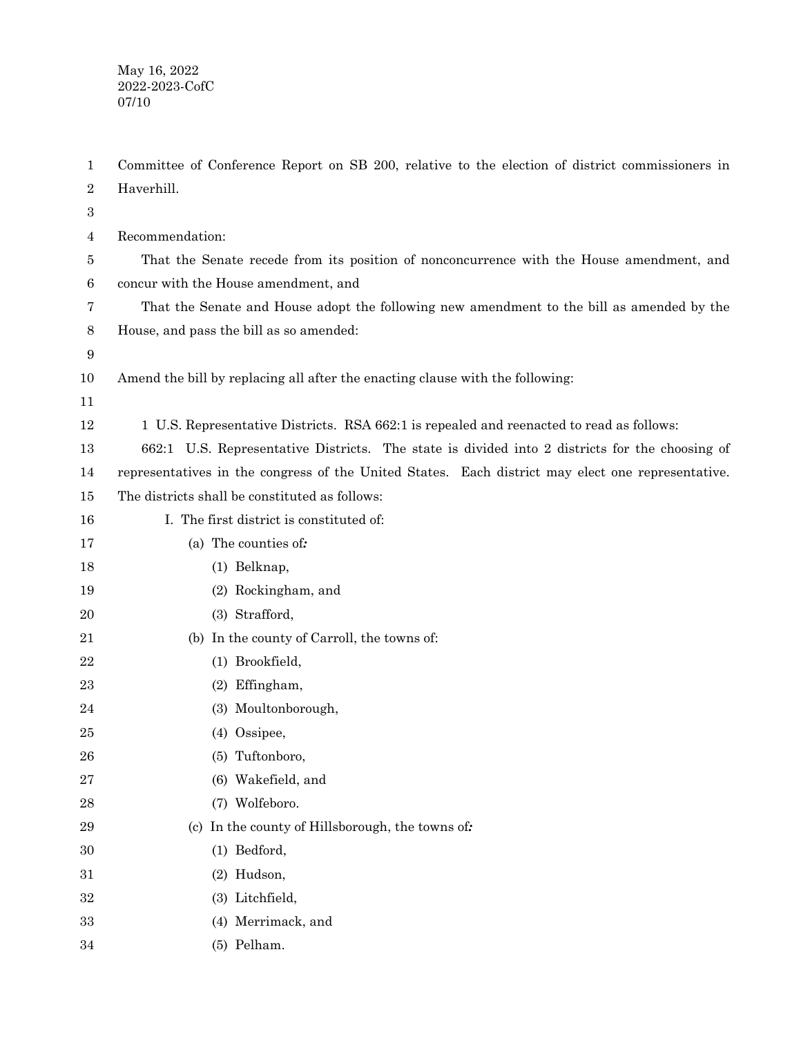May 16, 2022
2022-2023-CofC
07/10

Committee of Conference Report on SB 200, relative to the election of district commissioners in Haverhill.

Recommendation:

That the Senate recede from its position of nonconcurrence with the House amendment, and concur with the House amendment, and

That the Senate and House adopt the following new amendment to the bill as amended by the House, and pass the bill as so amended:

Amend the bill by replacing all after the enacting clause with the following:

1 U.S. Representative Districts. RSA 662:1 is repealed and reenacted to read as follows:

662:1 U.S. Representative Districts. The state is divided into 2 districts for the choosing of representatives in the congress of the United States. Each district may elect one representative. The districts shall be constituted as follows:

I. The first district is constituted of:

(a) The counties of:

(1) Belknap,

(2) Rockingham, and

(3) Strafford,

(b) In the county of Carroll, the towns of:

(1) Brookfield,

(2) Effingham,

(3) Moultonborough,

(4) Ossipee,

(5) Tuftonboro,

(6) Wakefield, and

(7) Wolfeboro.

(c) In the county of Hillsborough, the towns of:

(1) Bedford,

(2) Hudson,

(3) Litchfield,

(4) Merrimack, and

(5) Pelham.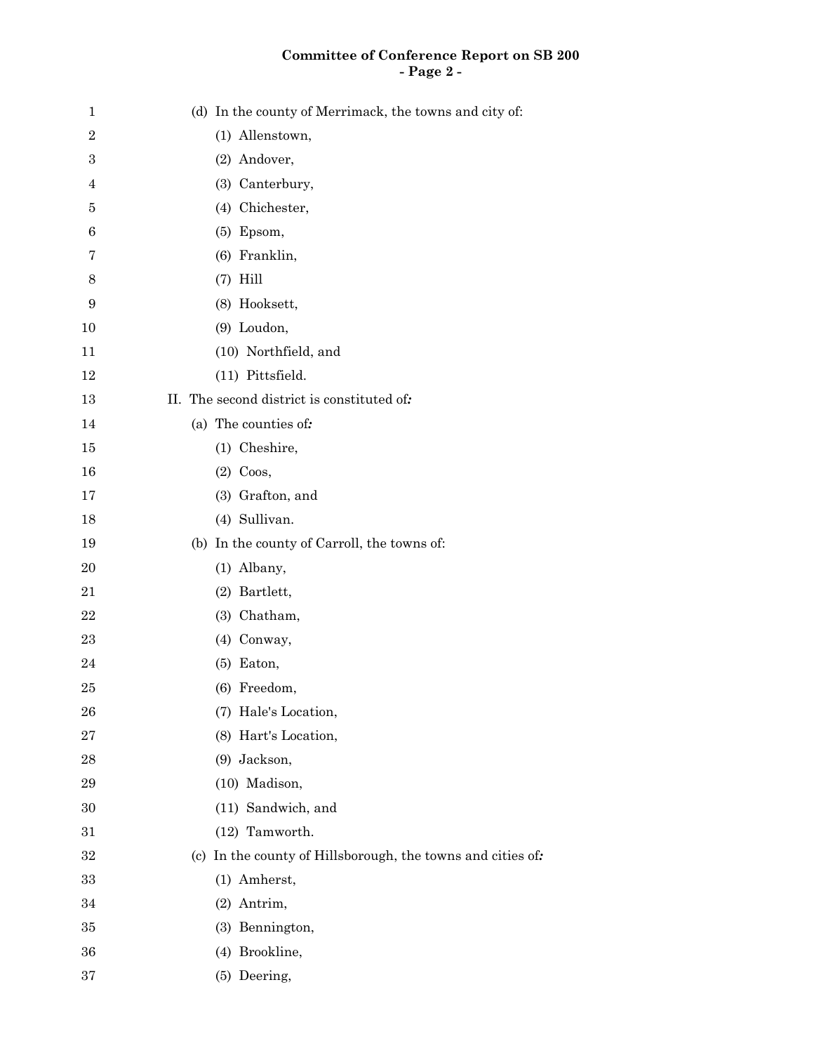(d) In the county of Merrimack, the towns and city of:

(1) Allenstown,

(2) Andover,

(3) Canterbury,

(4) Chichester,

(5) Epsom,

(6) Franklin,

(7) Hill

(8) Hooksett,

(9) Loudon,

(10) Northfield, and

(11) Pittsfield.

II. The second district is constituted of***:***

(a) The counties of***:***

(1) Cheshire,

(2) Coos,

(3) Grafton, and

(4) Sullivan.

(b) In the county of Carroll, the towns of:

(1) Albany,

(2) Bartlett,

(3) Chatham,

(4) Conway,

(5) Eaton,

(6) Freedom,

(7) Hale's Location,

(8) Hart's Location,

(9) Jackson,

(10) Madison,

(11) Sandwich, and

(12) Tamworth.

(c) In the county of Hillsborough, the towns and cities of***:***

(1) Amherst,

(2) Antrim,

(3) Bennington,

(4) Brookline,

(5) Deering,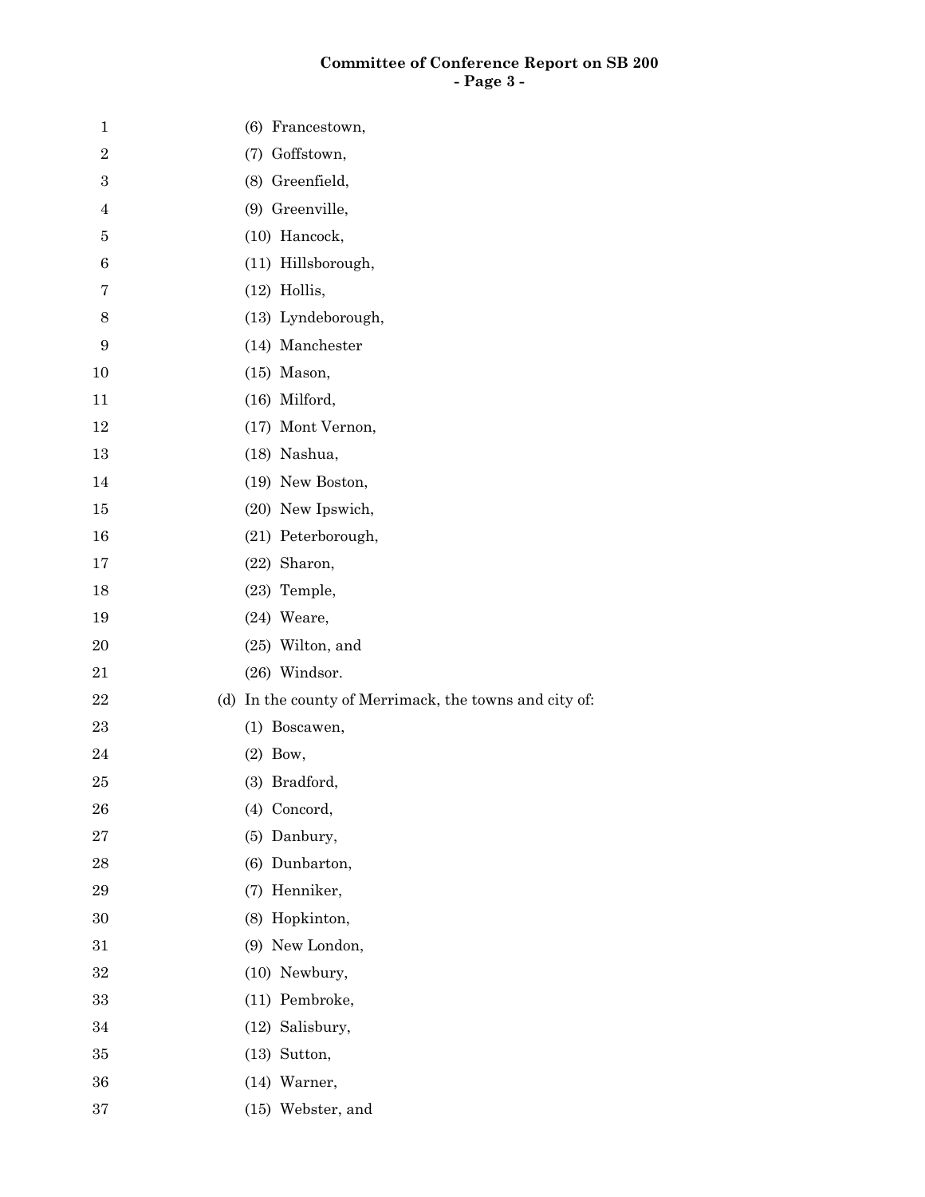(6) Francestown,

(7) Goffstown,

(8) Greenfield,

(9) Greenville,

(10) Hancock,

(11) Hillsborough,

(12) Hollis,

(13) Lyndeborough,

(14) Manchester

(15) Mason,

(16) Milford,

(17) Mont Vernon,

(18) Nashua,

(19) New Boston,

(20) New Ipswich,

(21) Peterborough,

(22) Sharon,

(23) Temple,

(24) Weare,

(25) Wilton, and

(26) Windsor.

(d) In the county of Merrimack, the towns and city of:

(1) Boscawen,

(2) Bow,

(3) Bradford,

(4) Concord,

(5) Danbury,

(6) Dunbarton,

(7) Henniker,

(8) Hopkinton,

(9) New London,

(10) Newbury,

(11) Pembroke,

(12) Salisbury,

(13) Sutton,

(14) Warner,

(15) Webster, and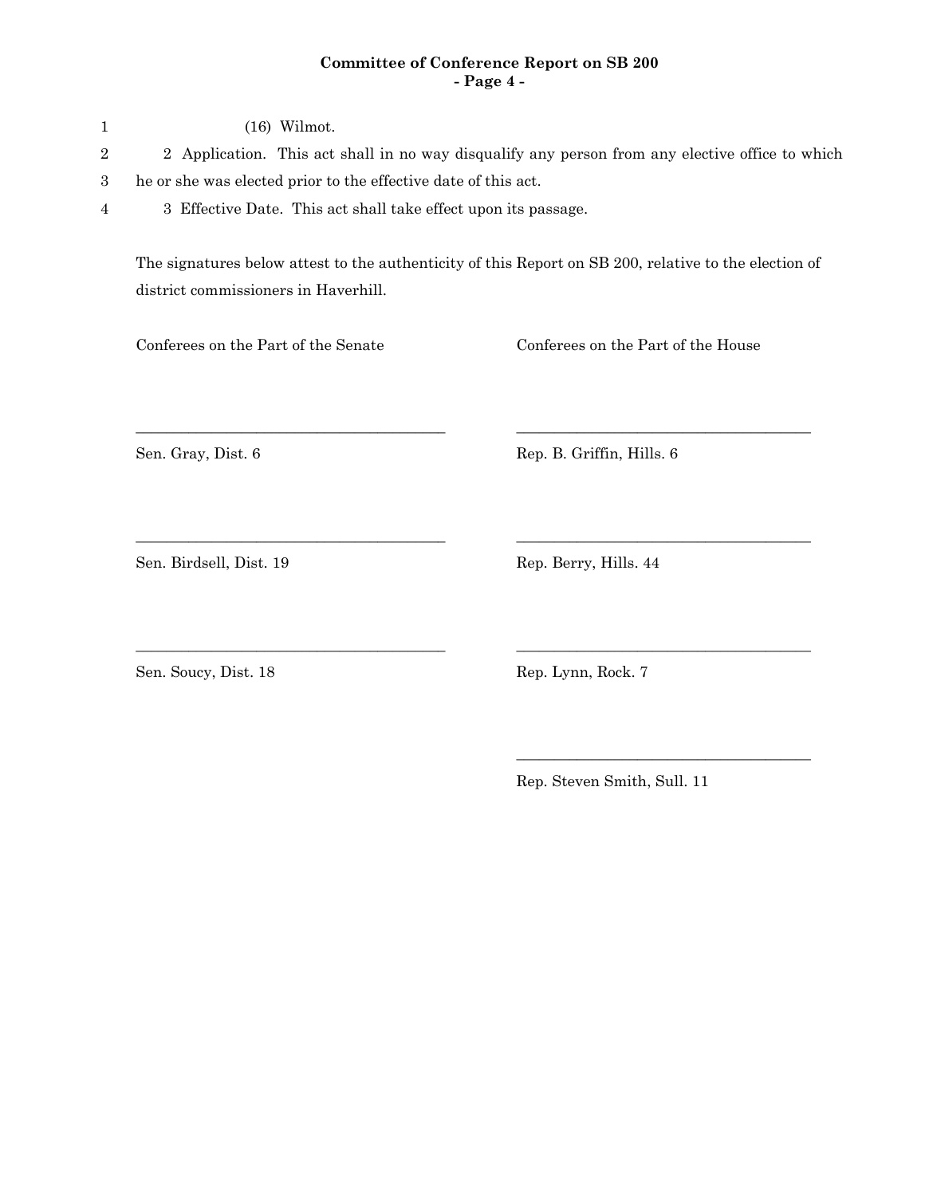(16) Wilmot.

2 Application. This act shall in no way disqualify any person from any elective office to which he or she was elected prior to the effective date of this act.

3 Effective Date. This act shall take effect upon its passage.

The signatures below attest to the authenticity of this Report on SB 200, relative to the election of district commissioners in Haverhill.

| Conferees on the Part of the Senate | Conferees on the Part of the House |
| --- | --- |
| Sen. Gray, Dist. 6 | Rep. B. Griffin, Hills. 6 |
| Sen. Birdsell, Dist. 19 | Rep. Berry, Hills. 44 |
| Sen. Soucy, Dist. 18 | Rep. Lynn, Rock. 7 |
| | Rep. Steven Smith, Sull. 11 |